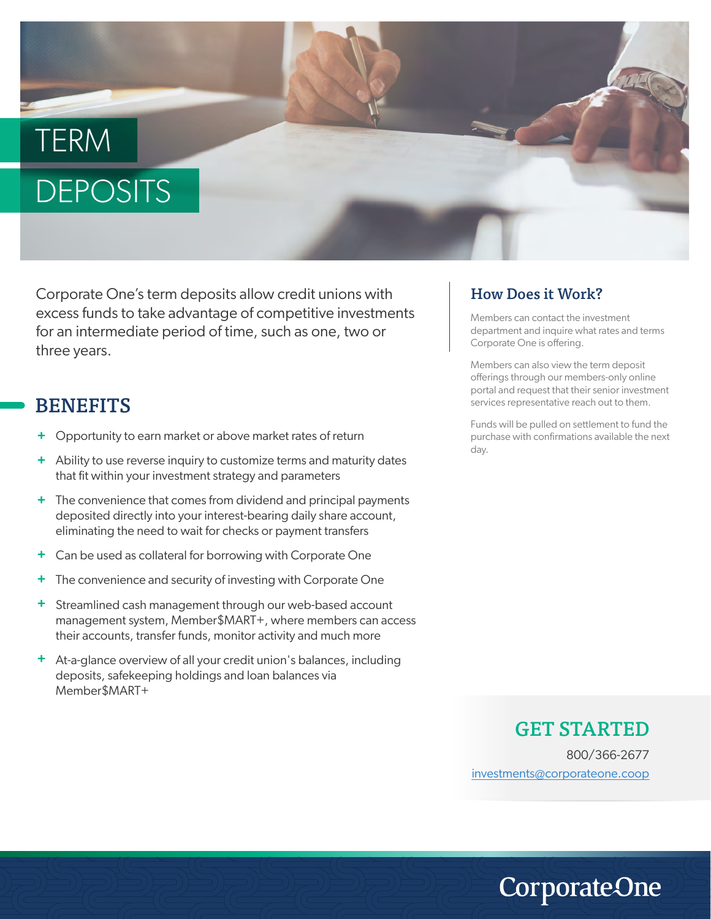# TERM DEPOSITS

Corporate One's term deposits allow credit unions with excess funds to take advantage of competitive investments for an intermediate period of time, such as one, two or three years.

## BENEFITS

- Opportunity to earn market or above market rates of return
- Ability to use reverse inquiry to customize terms and maturity dates that fit within your investment strategy and parameters
- The convenience that comes from dividend and principal payments deposited directly into your interest-bearing daily share account, eliminating the need to wait for checks or payment transfers
- Can be used as collateral for borrowing with Corporate One
- The convenience and security of investing with Corporate One
- Streamlined cash management through our web-based account management system, Member$MART+, where members can access their accounts, transfer funds, monitor activity and much more
- At-a-glance overview of all your credit union's balances, including deposits, safekeeping holdings and loan balances via Member$MART+

## How Does it Work?

Members can contact the investment department and inquire what rates and terms Corporate One is offering.

Members can also view the term deposit offerings through our members-only online portal and request that their senior investment services representative reach out to them.

Funds will be pulled on settlement to fund the purchase with confirmations available the next day.

## GET STARTED

800/366-2677

investments@corporateone.coop

CorporateOne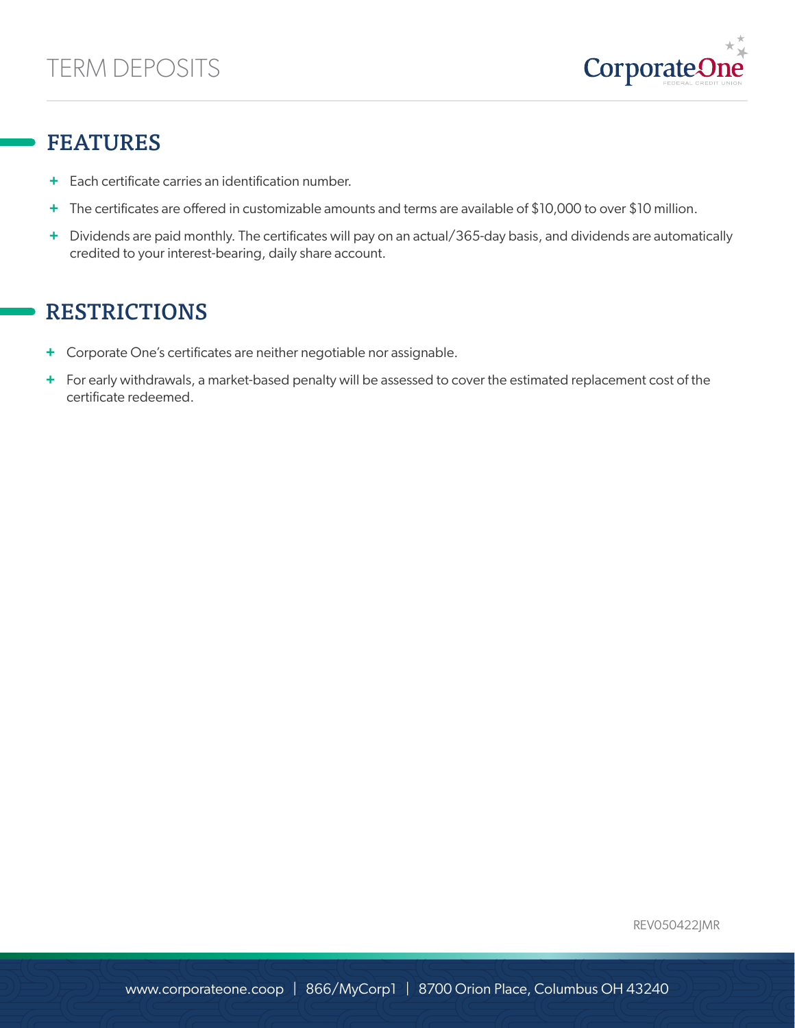## FEATURES

- Each certificate carries an identification number.
- The certificates are offered in customizable amounts and terms are available of $10,000 to over $10 million.
- Dividends are paid monthly. The certificates will pay on an actual/365-day basis, and dividends are automatically credited to your interest-bearing, daily share account.

## RESTRICTIONS

- Corporate One's certificates are neither negotiable nor assignable.
- For early withdrawals, a market-based penalty will be assessed to cover the estimated replacement cost of the certificate redeemed.

REV050422JMR